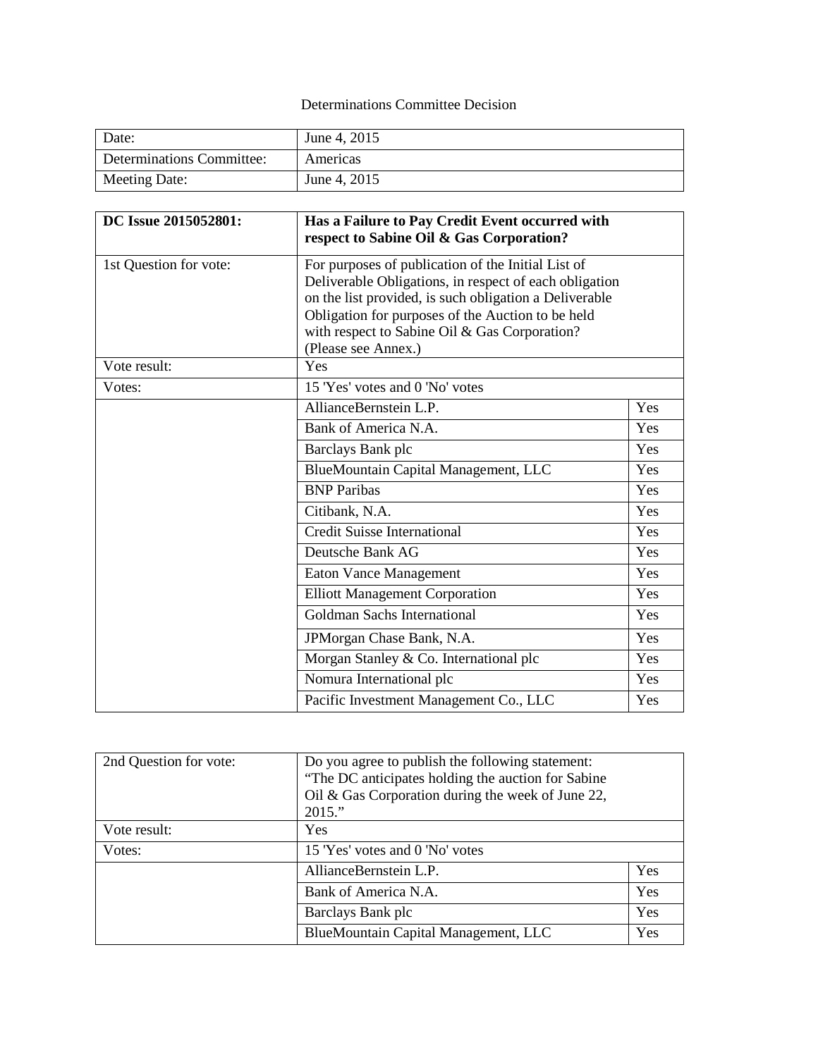Determinations Committee Decision

| Date: | June 4, 2015 |
|---|---|
| Determinations Committee: | Americas |
| Meeting Date: | June 4, 2015 |

| **DC Issue 2015052801:** | **Has a Failure to Pay Credit Event occurred with respect to Sabine Oil & Gas Corporation?** | |
|---|---|---|
| 1st Question for vote: | For purposes of publication of the Initial List of Deliverable Obligations, in respect of each obligation on the list provided, is such obligation a Deliverable Obligation for purposes of the Auction to be held with respect to Sabine Oil & Gas Corporation? (Please see Annex.) | |
| Vote result: | Yes | |
| Votes: | 15 'Yes' votes and 0 'No' votes | |
| | AllianceBernstein L.P. | Yes |
| | Bank of America N.A. | Yes |
| | Barclays Bank plc | Yes |
| | BlueMountain Capital Management, LLC | Yes |
| | BNP Paribas | Yes |
| | Citibank, N.A. | Yes |
| | Credit Suisse International | Yes |
| | Deutsche Bank AG | Yes |
| | Eaton Vance Management | Yes |
| | Elliott Management Corporation | Yes |
| | Goldman Sachs International | Yes |
| | JPMorgan Chase Bank, N.A. | Yes |
| | Morgan Stanley & Co. International plc | Yes |
| | Nomura International plc | Yes |
| | Pacific Investment Management Co., LLC | Yes |

| 2nd Question for vote: | Do you agree to publish the following statement: "The DC anticipates holding the auction for Sabine Oil & Gas Corporation during the week of June 22, 2015." | |
|---|---|---|
| Vote result: | Yes | |
| Votes: | 15 'Yes' votes and 0 'No' votes | |
| | AllianceBernstein L.P. | Yes |
| | Bank of America N.A. | Yes |
| | Barclays Bank plc | Yes |
| | BlueMountain Capital Management, LLC | Yes |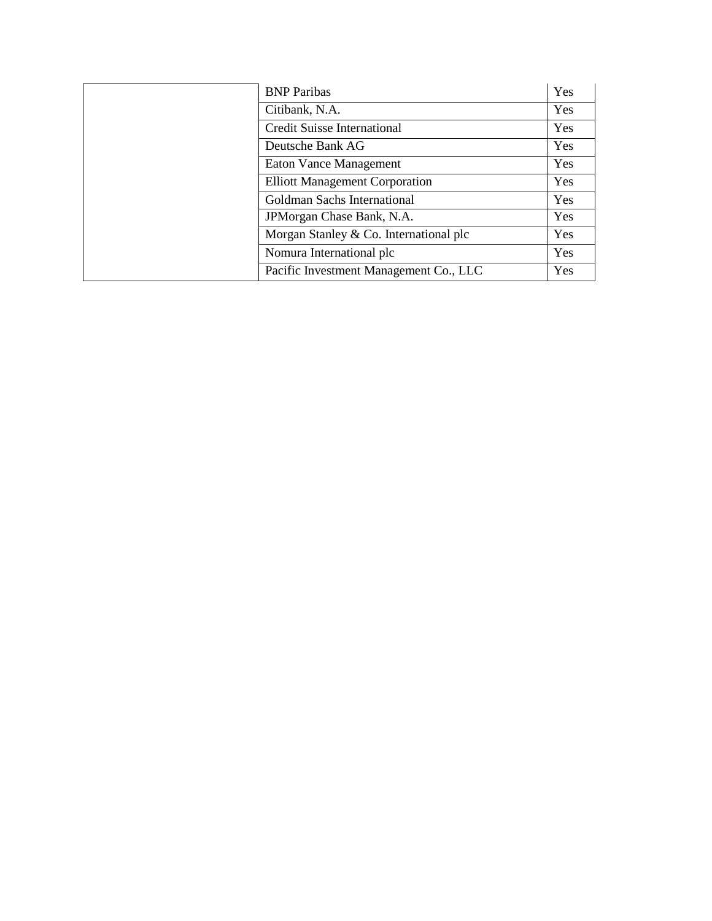| | | |
|---|---|---|
| | BNP Paribas | Yes |
| | Citibank, N.A. | Yes |
| | Credit Suisse International | Yes |
| | Deutsche Bank AG | Yes |
| | Eaton Vance Management | Yes |
| | Elliott Management Corporation | Yes |
| | Goldman Sachs International | Yes |
| | JPMorgan Chase Bank, N.A. | Yes |
| | Morgan Stanley & Co. International plc | Yes |
| | Nomura International plc | Yes |
| | Pacific Investment Management Co., LLC | Yes |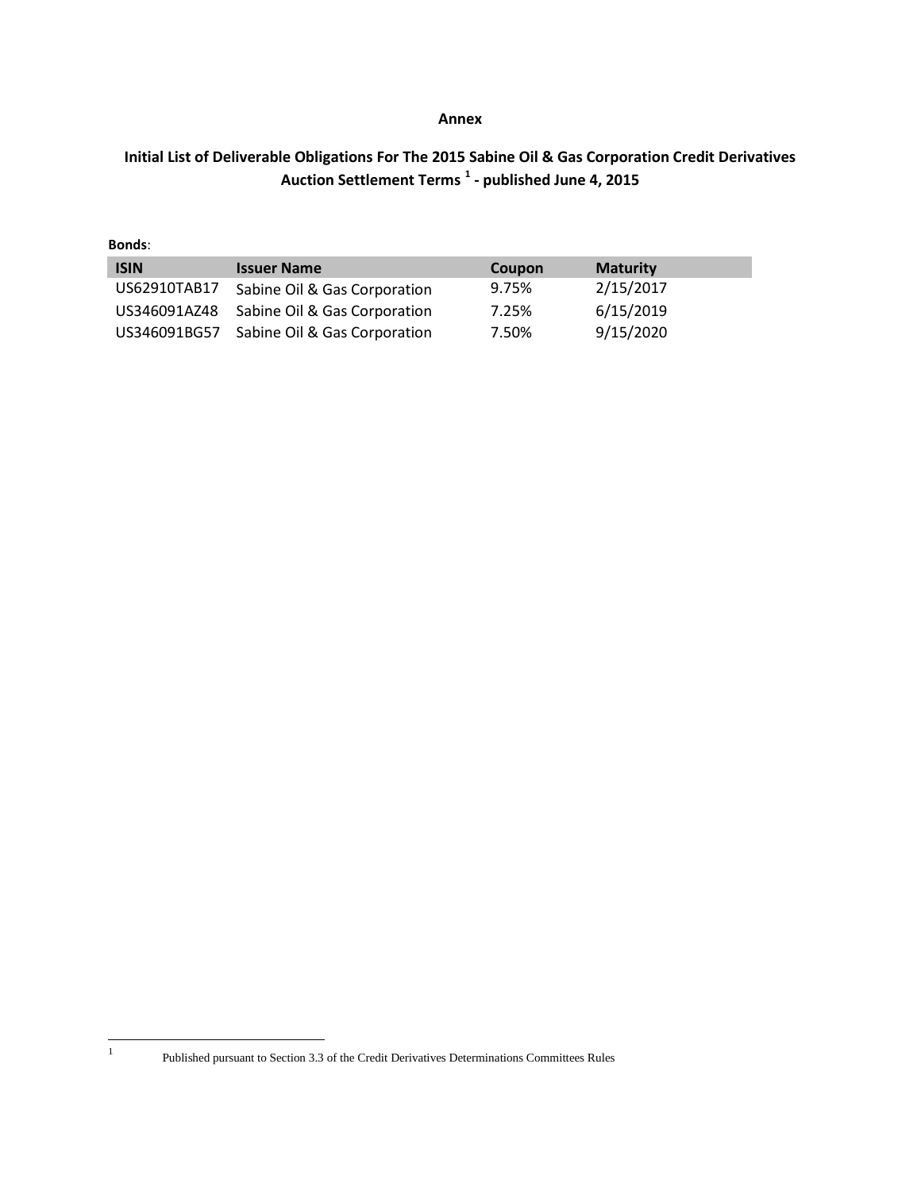**Annex**

**Initial List of Deliverable Obligations For The 2015 Sabine Oil & Gas Corporation Credit Derivatives Auction Settlement Terms [1] - published June 4, 2015**

**Bonds**:

| ISIN | Issuer Name | Coupon | Maturity |
|---|---|---|---|
| US62910TAB17 | Sabine Oil & Gas Corporation | 9.75% | 2/15/2017 |
| US346091AZ48 | Sabine Oil & Gas Corporation | 7.25% | 6/15/2019 |
| US346091BG57 | Sabine Oil & Gas Corporation | 7.50% | 9/15/2020 |

[1] Published pursuant to Section 3.3 of the Credit Derivatives Determinations Committees Rules